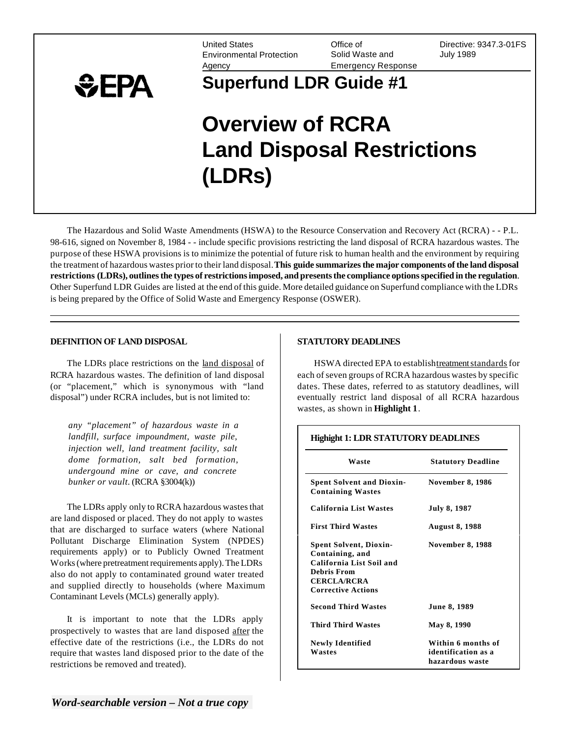United States Environmental Protection Agency | Office of Solid Waste and Emergency Response | Directive: 9347.3-01FS July 1989

# Superfund LDR Guide #1

# Overview of RCRA Land Disposal Restrictions (LDRs)

The Hazardous and Solid Waste Amendments (HSWA) to the Resource Conservation and Recovery Act (RCRA) - - P.L. 98-616, signed on November 8, 1984 - - include specific provisions restricting the land disposal of RCRA hazardous wastes. The purpose of these HSWA provisions is to minimize the potential of future risk to human health and the environment by requiring the treatment of hazardous wastes prior to their land disposal. **This guide summarizes the major components of the land disposal restrictions (LDRs), outlines the types of restrictions imposed, and presents the compliance options specified in the regulation**. Other Superfund LDR Guides are listed at the end of this guide. More detailed guidance on Superfund compliance with the LDRs is being prepared by the Office of Solid Waste and Emergency Response (OSWER).

## DEFINITION OF LAND DISPOSAL

The LDRs place restrictions on the land disposal of RCRA hazardous wastes. The definition of land disposal (or "placement," which is synonymous with "land disposal") under RCRA includes, but is not limited to:

> *any "placement" of hazardous waste in a landfill, surface impoundment, waste pile, injection well, land treatment facility, salt dome formation, salt bed formation, undergound mine or cave, and concrete bunker or vault*. (RCRA §3004(k))

The LDRs apply only to RCRA hazardous wastes that are land disposed or placed. They do not apply to wastes that are discharged to surface waters (where National Pollutant Discharge Elimination System (NPDES) requirements apply) or to Publicly Owned Treatment Works (where pretreatment requirements apply). The LDRs also do not apply to contaminated ground water treated and supplied directly to households (where Maximum Contaminant Levels (MCLs) generally apply).

It is important to note that the LDRs apply prospectively to wastes that are land disposed after the effective date of the restrictions (i.e., the LDRs do not require that wastes land disposed prior to the date of the restrictions be removed and treated).

## STATUTORY DEADLINES

HSWA directed EPA to establish treatment standards for each of seven groups of RCRA hazardous wastes by specific dates. These dates, referred to as statutory deadlines, will eventually restrict land disposal of all RCRA hazardous wastes, as shown in **Highlight 1**.

**Highlight 1: LDR STATUTORY DEADLINES**

| Waste | Statutory Deadline |
|---|---|
| **Spent Solvent and Dioxin-Containing Wastes** | **November 8, 1986** |
| **California List Wastes** | **July 8, 1987** |
| **First Third Wastes** | **August 8, 1988** |
| **Spent Solvent, Dioxin-Containing, and California List Soil and Debris From CERCLA/RCRA Corrective Actions** | **November 8, 1988** |
| **Second Third Wastes** | **June 8, 1989** |
| **Third Third Wastes** | **May 8, 1990** |
| **Newly Identified Wastes** | **Within 6 months of identification as a hazardous waste** |

*Word-searchable version – Not a true copy*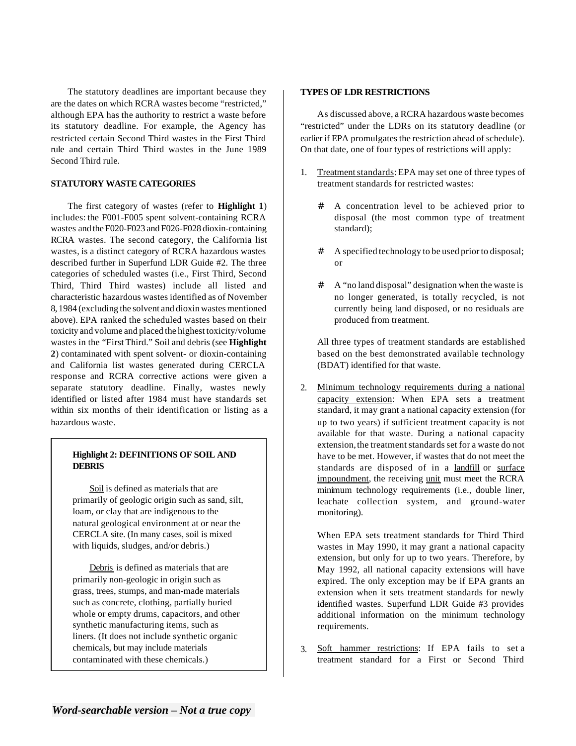The statutory deadlines are important because they are the dates on which RCRA wastes become "restricted," although EPA has the authority to restrict a waste before its statutory deadline. For example, the Agency has restricted certain Second Third wastes in the First Third rule and certain Third Third wastes in the June 1989 Second Third rule.

**STATUTORY WASTE CATEGORIES**

The first category of wastes (refer to **Highlight 1**) includes: the F001-F005 spent solvent-containing RCRA wastes and the F020-F023 and F026-F028 dioxin-containing RCRA wastes. The second category, the California list wastes, is a distinct category of RCRA hazardous wastes described further in Superfund LDR Guide #2. The three categories of scheduled wastes (i.e., First Third, Second Third, Third Third wastes) include all listed and characteristic hazardous wastes identified as of November 8, 1984 (excluding the solvent and dioxin wastes mentioned above). EPA ranked the scheduled wastes based on their toxicity and volume and placed the highest toxicity/volume wastes in the "First Third." Soil and debris (see **Highlight 2**) contaminated with spent solvent- or dioxin-containing and California list wastes generated during CERCLA response and RCRA corrective actions were given a separate statutory deadline. Finally, wastes newly identified or listed after 1984 must have standards set within six months of their identification or listing as a hazardous waste.

> **Highlight 2: DEFINITIONS OF SOIL AND DEBRIS**
>
> Soil is defined as materials that are primarily of geologic origin such as sand, silt, loam, or clay that are indigenous to the natural geological environment at or near the CERCLA site. (In many cases, soil is mixed with liquids, sludges, and/or debris.)
>
> Debris is defined as materials that are primarily non-geologic in origin such as grass, trees, stumps, and man-made materials such as concrete, clothing, partially buried whole or empty drums, capacitors, and other synthetic manufacturing items, such as liners. (It does not include synthetic organic chemicals, but may include materials contaminated with these chemicals.)

**TYPES OF LDR RESTRICTIONS**

As discussed above, a RCRA hazardous waste becomes "restricted" under the LDRs on its statutory deadline (or earlier if EPA promulgates the restriction ahead of schedule). On that date, one of four types of restrictions will apply:

1. Treatment standards: EPA may set one of three types of treatment standards for restricted wastes:

   - A concentration level to be achieved prior to disposal (the most common type of treatment standard);
   - A specified technology to be used prior to disposal; or
   - A "no land disposal" designation when the waste is no longer generated, is totally recycled, is not currently being land disposed, or no residuals are produced from treatment.

   All three types of treatment standards are established based on the best demonstrated available technology (BDAT) identified for that waste.

2. Minimum technology requirements during a national capacity extension: When EPA sets a treatment standard, it may grant a national capacity extension (for up to two years) if sufficient treatment capacity is not available for that waste. During a national capacity extension, the treatment standards set for a waste do not have to be met. However, if wastes that do not meet the standards are disposed of in a landfill or surface impoundment, the receiving unit must meet the RCRA minimum technology requirements (i.e., double liner, leachate collection system, and ground-water monitoring).

   When EPA sets treatment standards for Third Third wastes in May 1990, it may grant a national capacity extension, but only for up to two years. Therefore, by May 1992, all national capacity extensions will have expired. The only exception may be if EPA grants an extension when it sets treatment standards for newly identified wastes. Superfund LDR Guide #3 provides additional information on the minimum technology requirements.

3. Soft hammer restrictions: If EPA fails to set a treatment standard for a First or Second Third

*Word-searchable version – Not a true copy*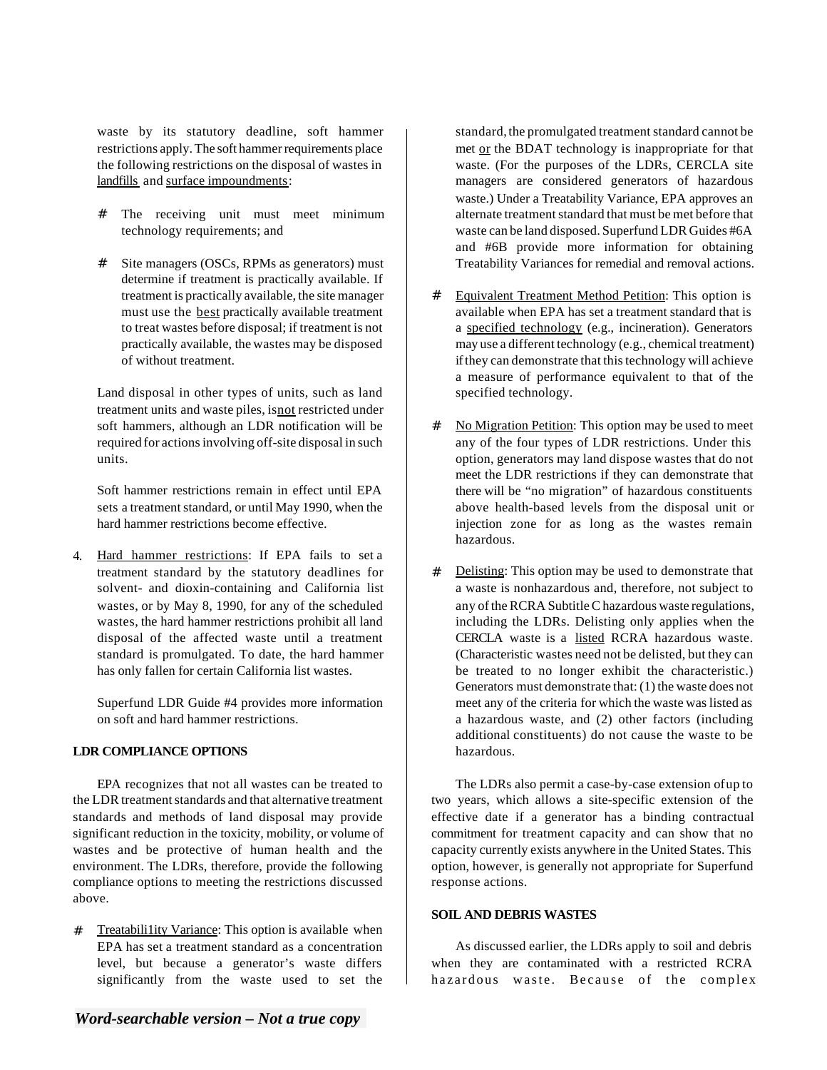waste by its statutory deadline, soft hammer restrictions apply. The soft hammer requirements place the following restrictions on the disposal of wastes in landfills and surface impoundments:

- # The receiving unit must meet minimum technology requirements; and

- # Site managers (OSCs, RPMs as generators) must determine if treatment is practically available. If treatment is practically available, the site manager must use the best practically available treatment to treat wastes before disposal; if treatment is not practically available, the wastes may be disposed of without treatment.

Land disposal in other types of units, such as land treatment units and waste piles, isnot restricted under soft hammers, although an LDR notification will be required for actions involving off-site disposal in such units.

Soft hammer restrictions remain in effect until EPA sets a treatment standard, or until May 1990, when the hard hammer restrictions become effective.

4. Hard hammer restrictions: If EPA fails to set a treatment standard by the statutory deadlines for solvent- and dioxin-containing and California list wastes, or by May 8, 1990, for any of the scheduled wastes, the hard hammer restrictions prohibit all land disposal of the affected waste until a treatment standard is promulgated. To date, the hard hammer has only fallen for certain California list wastes.

   Superfund LDR Guide #4 provides more information on soft and hard hammer restrictions.

**LDR COMPLIANCE OPTIONS**

EPA recognizes that not all wastes can be treated to the LDR treatment standards and that alternative treatment standards and methods of land disposal may provide significant reduction in the toxicity, mobility, or volume of wastes and be protective of human health and the environment. The LDRs, therefore, provide the following compliance options to meeting the restrictions discussed above.

- # Treatabili1ity Variance: This option is available when EPA has set a treatment standard as a concentration level, but because a generator's waste differs significantly from the waste used to set the standard, the promulgated treatment standard cannot be met or the BDAT technology is inappropriate for that waste. (For the purposes of the LDRs, CERCLA site managers are considered generators of hazardous waste.) Under a Treatability Variance, EPA approves an alternate treatment standard that must be met before that waste can be land disposed. Superfund LDR Guides #6A and #6B provide more information for obtaining Treatability Variances for remedial and removal actions.

- # Equivalent Treatment Method Petition: This option is available when EPA has set a treatment standard that is a specified technology (e.g., incineration). Generators may use a different technology (e.g., chemical treatment) if they can demonstrate that this technology will achieve a measure of performance equivalent to that of the specified technology.

- # No Migration Petition: This option may be used to meet any of the four types of LDR restrictions. Under this option, generators may land dispose wastes that do not meet the LDR restrictions if they can demonstrate that there will be "no migration" of hazardous constituents above health-based levels from the disposal unit or injection zone for as long as the wastes remain hazardous.

- # Delisting: This option may be used to demonstrate that a waste is nonhazardous and, therefore, not subject to any of the RCRA Subtitle C hazardous waste regulations, including the LDRs. Delisting only applies when the CERCLA waste is a listed RCRA hazardous waste. (Characteristic wastes need not be delisted, but they can be treated to no longer exhibit the characteristic.) Generators must demonstrate that: (1) the waste does not meet any of the criteria for which the waste was listed as a hazardous waste, and (2) other factors (including additional constituents) do not cause the waste to be hazardous.

The LDRs also permit a case-by-case extension ofup to two years, which allows a site-specific extension of the effective date if a generator has a binding contractual commitment for treatment capacity and can show that no capacity currently exists anywhere in the United States. This option, however, is generally not appropriate for Superfund response actions.

**SOIL AND DEBRIS WASTES**

As discussed earlier, the LDRs apply to soil and debris when they are contaminated with a restricted RCRA hazardous waste. Because of the complex

*Word-searchable version – Not a true copy*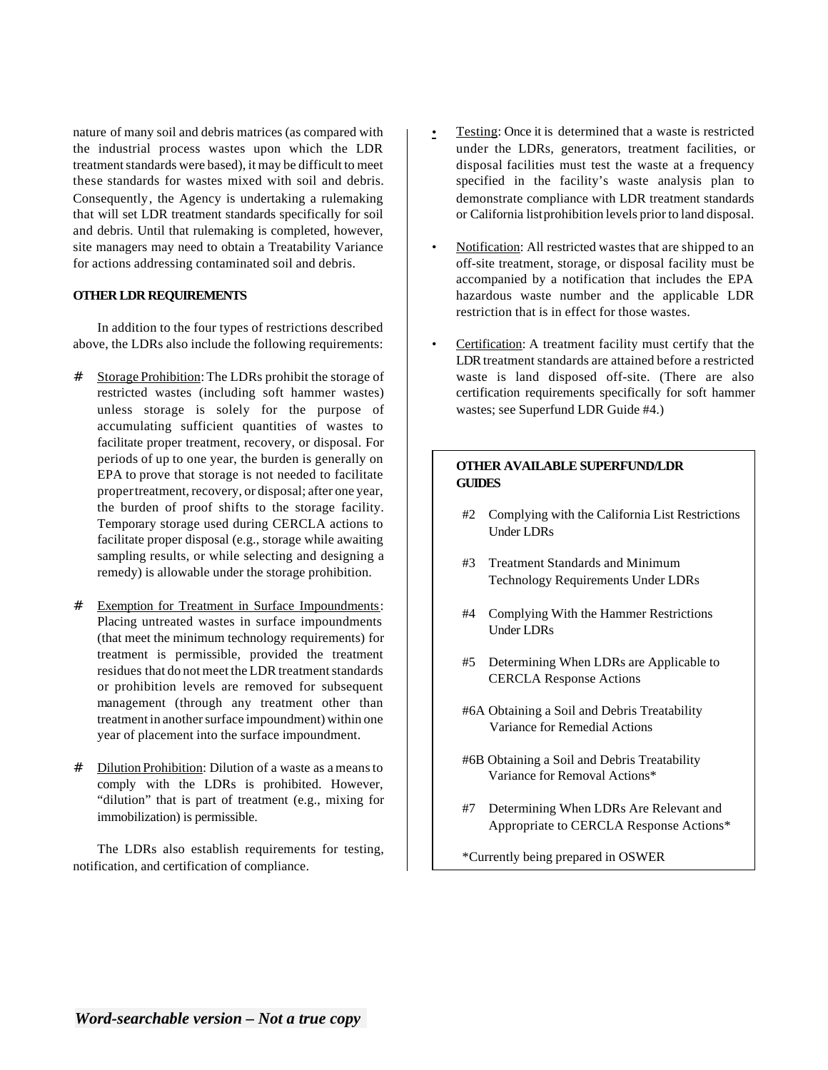nature of many soil and debris matrices (as compared with the industrial process wastes upon which the LDR treatment standards were based), it may be difficult to meet these standards for wastes mixed with soil and debris. Consequently, the Agency is undertaking a rulemaking that will set LDR treatment standards specifically for soil and debris. Until that rulemaking is completed, however, site managers may need to obtain a Treatability Variance for actions addressing contaminated soil and debris.

**OTHER LDR REQUIREMENTS**

In addition to the four types of restrictions described above, the LDRs also include the following requirements:

- Storage Prohibition: The LDRs prohibit the storage of restricted wastes (including soft hammer wastes) unless storage is solely for the purpose of accumulating sufficient quantities of wastes to facilitate proper treatment, recovery, or disposal. For periods of up to one year, the burden is generally on EPA to prove that storage is not needed to facilitate proper treatment, recovery, or disposal; after one year, the burden of proof shifts to the storage facility. Temporary storage used during CERCLA actions to facilitate proper disposal (e.g., storage while awaiting sampling results, or while selecting and designing a remedy) is allowable under the storage prohibition.

- Exemption for Treatment in Surface Impoundments: Placing untreated wastes in surface impoundments (that meet the minimum technology requirements) for treatment is permissible, provided the treatment residues that do not meet the LDR treatment standards or prohibition levels are removed for subsequent management (through any treatment other than treatment in another surface impoundment) within one year of placement into the surface impoundment.

- Dilution Prohibition: Dilution of a waste as a means to comply with the LDRs is prohibited. However, "dilution" that is part of treatment (e.g., mixing for immobilization) is permissible.

The LDRs also establish requirements for testing, notification, and certification of compliance.

- Testing: Once it is determined that a waste is restricted under the LDRs, generators, treatment facilities, or disposal facilities must test the waste at a frequency specified in the facility's waste analysis plan to demonstrate compliance with LDR treatment standards or California list prohibition levels prior to land disposal.

- Notification: All restricted wastes that are shipped to an off-site treatment, storage, or disposal facility must be accompanied by a notification that includes the EPA hazardous waste number and the applicable LDR restriction that is in effect for those wastes.

- Certification: A treatment facility must certify that the LDR treatment standards are attained before a restricted waste is land disposed off-site. (There are also certification requirements specifically for soft hammer wastes; see Superfund LDR Guide #4.)

**OTHER AVAILABLE SUPERFUND/LDR GUIDES**

#2 Complying with the California List Restrictions Under LDRs

#3 Treatment Standards and Minimum Technology Requirements Under LDRs

#4 Complying With the Hammer Restrictions Under LDRs

#5 Determining When LDRs are Applicable to CERCLA Response Actions

#6A Obtaining a Soil and Debris Treatability Variance for Remedial Actions

#6B Obtaining a Soil and Debris Treatability Variance for Removal Actions*

#7 Determining When LDRs Are Relevant and Appropriate to CERCLA Response Actions*

*Currently being prepared in OSWER

***Word-searchable version – Not a true copy***